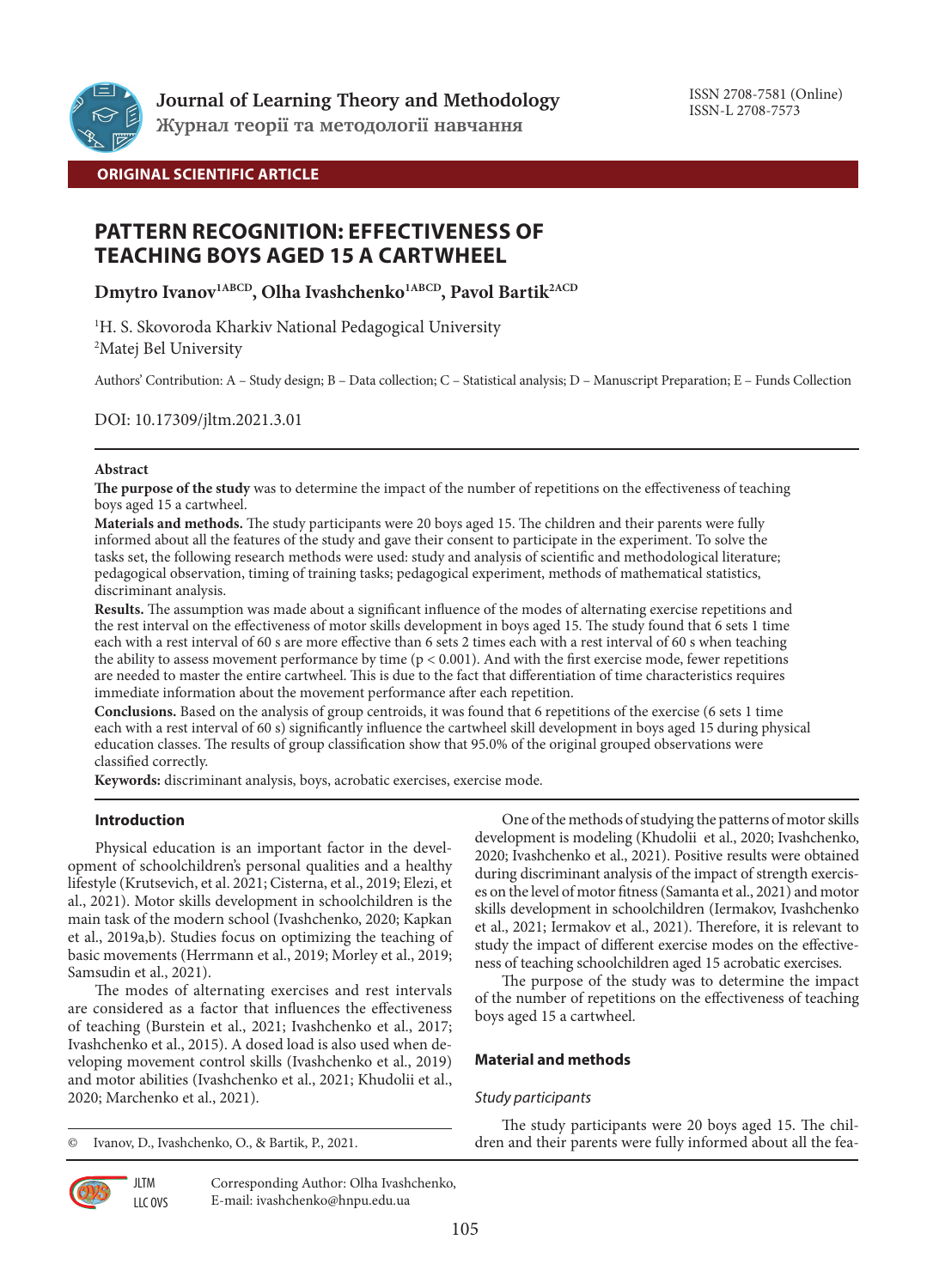Journal of Learning Theory and Methodology
Журнал теорії та методології навчання

ISSN 2708-7581 (Online)
ISSN-L 2708-7573

**ORIGINAL SCIENTIFIC ARTICLE**

# PATTERN RECOGNITION: EFFECTIVENESS OF TEACHING BOYS AGED 15 A CARTWHEEL

**Dmytro Ivanov[1ABCD], Olha Ivashchenko[1ABCD], Pavol Bartik[2ACD]**

[1]H. S. Skovoroda Kharkiv National Pedagogical University
[2]Matej Bel University

Authors' Contribution: A – Study design; B – Data collection; C – Statistical analysis; D – Manuscript Preparation; E – Funds Collection

DOI: 10.17309/jltm.2021.3.01

**Abstract**

**The purpose of the study** was to determine the impact of the number of repetitions on the effectiveness of teaching boys aged 15 a cartwheel.

**Materials and methods.** The study participants were 20 boys aged 15. The children and their parents were fully informed about all the features of the study and gave their consent to participate in the experiment. To solve the tasks set, the following research methods were used: study and analysis of scientific and methodological literature; pedagogical observation, timing of training tasks; pedagogical experiment, methods of mathematical statistics, discriminant analysis.

**Results.** The assumption was made about a significant influence of the modes of alternating exercise repetitions and the rest interval on the effectiveness of motor skills development in boys aged 15. The study found that 6 sets 1 time each with a rest interval of 60 s are more effective than 6 sets 2 times each with a rest interval of 60 s when teaching the ability to assess movement performance by time ($p < 0.001$). And with the first exercise mode, fewer repetitions are needed to master the entire cartwheel. This is due to the fact that differentiation of time characteristics requires immediate information about the movement performance after each repetition.

**Conclusions.** Based on the analysis of group centroids, it was found that 6 repetitions of the exercise (6 sets 1 time each with a rest interval of 60 s) significantly influence the cartwheel skill development in boys aged 15 during physical education classes. The results of group classification show that 95.0% of the original grouped observations were classified correctly.

**Keywords:** discriminant analysis, boys, acrobatic exercises, exercise mode.

## Introduction

Physical education is an important factor in the development of schoolchildren's personal qualities and a healthy lifestyle (Krutsevich, et al. 2021; Cisterna, et al., 2019; Elezi, et al., 2021). Motor skills development in schoolchildren is the main task of the modern school (Ivashchenko, 2020; Kapkan et al., 2019a,b). Studies focus on optimizing the teaching of basic movements (Herrmann et al., 2019; Morley et al., 2019; Samsudin et al., 2021).

The modes of alternating exercises and rest intervals are considered as a factor that influences the effectiveness of teaching (Burstein et al., 2021; Ivashchenko et al., 2017; Ivashchenko et al., 2015). A dosed load is also used when developing movement control skills (Ivashchenko et al., 2019) and motor abilities (Ivashchenko et al., 2021; Khudolii et al., 2020; Marchenko et al., 2021).

One of the methods of studying the patterns of motor skills development is modeling (Khudolii et al., 2020; Ivashchenko, 2020; Ivashchenko et al., 2021). Positive results were obtained during discriminant analysis of the impact of strength exercises on the level of motor fitness (Samanta et al., 2021) and motor skills development in schoolchildren (Iermakov, Ivashchenko et al., 2021; Iermakov et al., 2021). Therefore, it is relevant to study the impact of different exercise modes on the effectiveness of teaching schoolchildren aged 15 acrobatic exercises.

The purpose of the study was to determine the impact of the number of repetitions on the effectiveness of teaching boys aged 15 a cartwheel.

## Material and methods

### *Study participants*

The study participants were 20 boys aged 15. The children and their parents were fully informed about all the fea-

© Ivanov, D., Ivashchenko, O., & Bartik, P., 2021.

Corresponding Author: Olha Ivashchenko, E-mail: ivashchenko@hnpu.edu.ua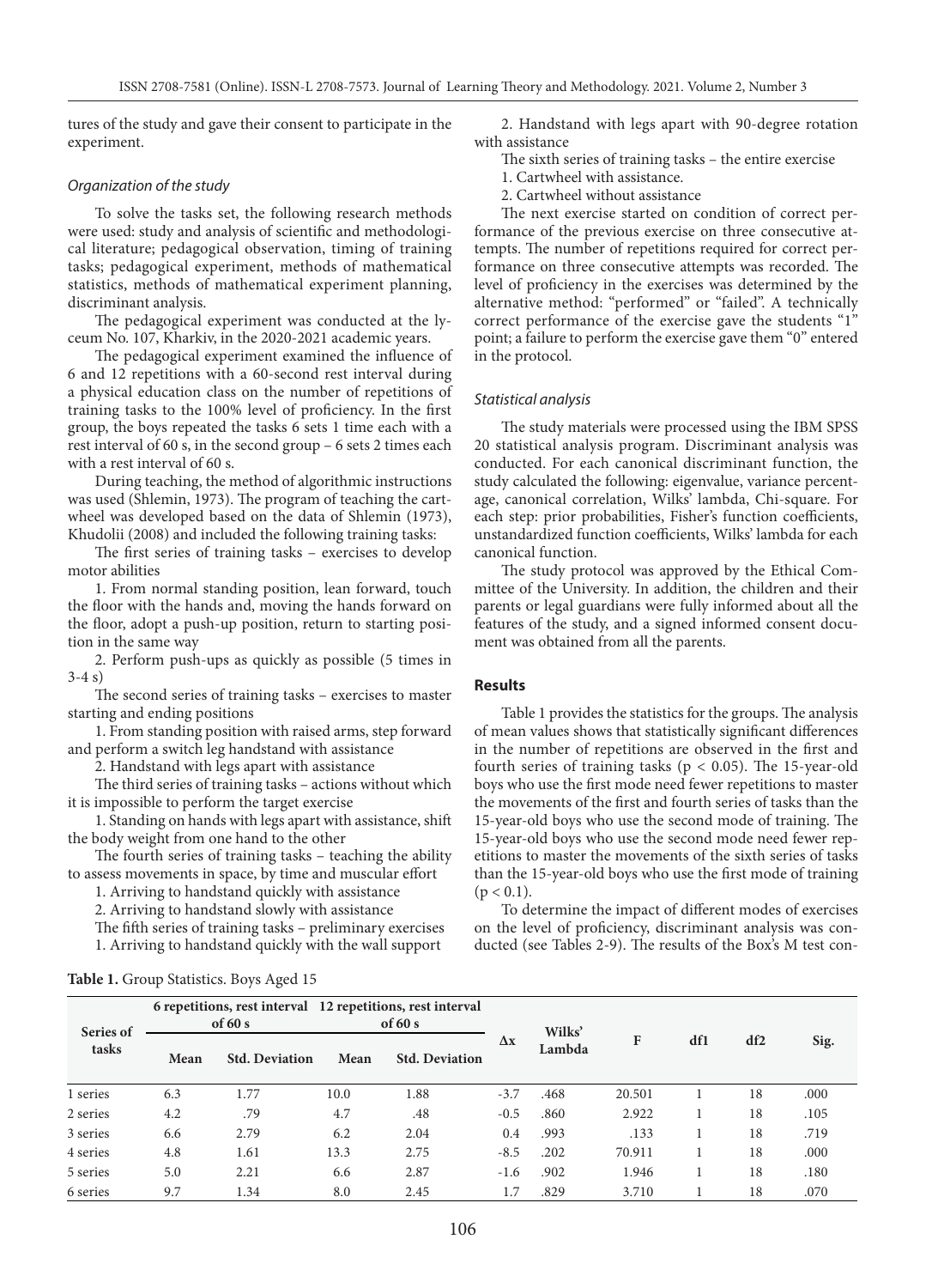tures of the study and gave their consent to participate in the experiment.

### *Organization of the study*

To solve the tasks set, the following research methods were used: study and analysis of scientific and methodological literature; pedagogical observation, timing of training tasks; pedagogical experiment, methods of mathematical statistics, methods of mathematical experiment planning, discriminant analysis.

The pedagogical experiment was conducted at the lyceum No. 107, Kharkiv, in the 2020-2021 academic years.

The pedagogical experiment examined the influence of 6 and 12 repetitions with a 60-second rest interval during a physical education class on the number of repetitions of training tasks to the 100% level of proficiency. In the first group, the boys repeated the tasks 6 sets 1 time each with a rest interval of 60 s, in the second group – 6 sets 2 times each with a rest interval of 60 s.

During teaching, the method of algorithmic instructions was used (Shlemin, 1973). The program of teaching the cartwheel was developed based on the data of Shlemin (1973), Khudolii (2008) and included the following training tasks:

The first series of training tasks – exercises to develop motor abilities

1. From normal standing position, lean forward, touch the floor with the hands and, moving the hands forward on the floor, adopt a push-up position, return to starting position in the same way

2. Perform push-ups as quickly as possible (5 times in 3-4 s)

The second series of training tasks – exercises to master starting and ending positions

1. From standing position with raised arms, step forward and perform a switch leg handstand with assistance

2. Handstand with legs apart with assistance

The third series of training tasks – actions without which it is impossible to perform the target exercise

1. Standing on hands with legs apart with assistance, shift the body weight from one hand to the other

The fourth series of training tasks – teaching the ability to assess movements in space, by time and muscular effort

1. Arriving to handstand quickly with assistance

2. Arriving to handstand slowly with assistance

The fifth series of training tasks – preliminary exercises

1. Arriving to handstand quickly with the wall support

2. Handstand with legs apart with 90-degree rotation with assistance

The sixth series of training tasks – the entire exercise

1. Cartwheel with assistance.

2. Cartwheel without assistance

The next exercise started on condition of correct performance of the previous exercise on three consecutive attempts. The number of repetitions required for correct performance on three consecutive attempts was recorded. The level of proficiency in the exercises was determined by the alternative method: "performed" or "failed". A technically correct performance of the exercise gave the students "1" point; a failure to perform the exercise gave them "0" entered in the protocol.

### *Statistical analysis*

The study materials were processed using the IBM SPSS 20 statistical analysis program. Discriminant analysis was conducted. For each canonical discriminant function, the study calculated the following: eigenvalue, variance percentage, canonical correlation, Wilks' lambda, Chi-square. For each step: prior probabilities, Fisher's function coefficients, unstandardized function coefficients, Wilks' lambda for each canonical function.

The study protocol was approved by the Ethical Committee of the University. In addition, the children and their parents or legal guardians were fully informed about all the features of the study, and a signed informed consent document was obtained from all the parents.

## **Results**

Table 1 provides the statistics for the groups. The analysis of mean values shows that statistically significant differences in the number of repetitions are observed in the first and fourth series of training tasks ($p < 0.05$). The 15-year-old boys who use the first mode need fewer repetitions to master the movements of the first and fourth series of tasks than the 15-year-old boys who use the second mode of training. The 15-year-old boys who use the second mode need fewer repetitions to master the movements of the sixth series of tasks than the 15-year-old boys who use the first mode of training ($p < 0.1$).

To determine the impact of different modes of exercises on the level of proficiency, discriminant analysis was conducted (see Tables 2-9). The results of the Box's M test con-

**Table 1.** Group Statistics. Boys Aged 15

| Series of tasks | 6 repetitions, rest interval of 60 s | | 12 repetitions, rest interval of 60 s | | $\Delta x$ | Wilks' Lambda | F | df1 | df2 | Sig. |
|---|---|---|---|---|---|---|---|---|---|---|
| | Mean | Std. Deviation | Mean | Std. Deviation | | | | | | |
| 1 series | 6.3 | 1.77 | 10.0 | 1.88 | -3.7 | .468 | 20.501 | 1 | 18 | .000 |
| 2 series | 4.2 | .79 | 4.7 | .48 | -0.5 | .860 | 2.922 | 1 | 18 | .105 |
| 3 series | 6.6 | 2.79 | 6.2 | 2.04 | 0.4 | .993 | .133 | 1 | 18 | .719 |
| 4 series | 4.8 | 1.61 | 13.3 | 2.75 | -8.5 | .202 | 70.911 | 1 | 18 | .000 |
| 5 series | 5.0 | 2.21 | 6.6 | 2.87 | -1.6 | .902 | 1.946 | 1 | 18 | .180 |
| 6 series | 9.7 | 1.34 | 8.0 | 2.45 | 1.7 | .829 | 3.710 | 1 | 18 | .070 |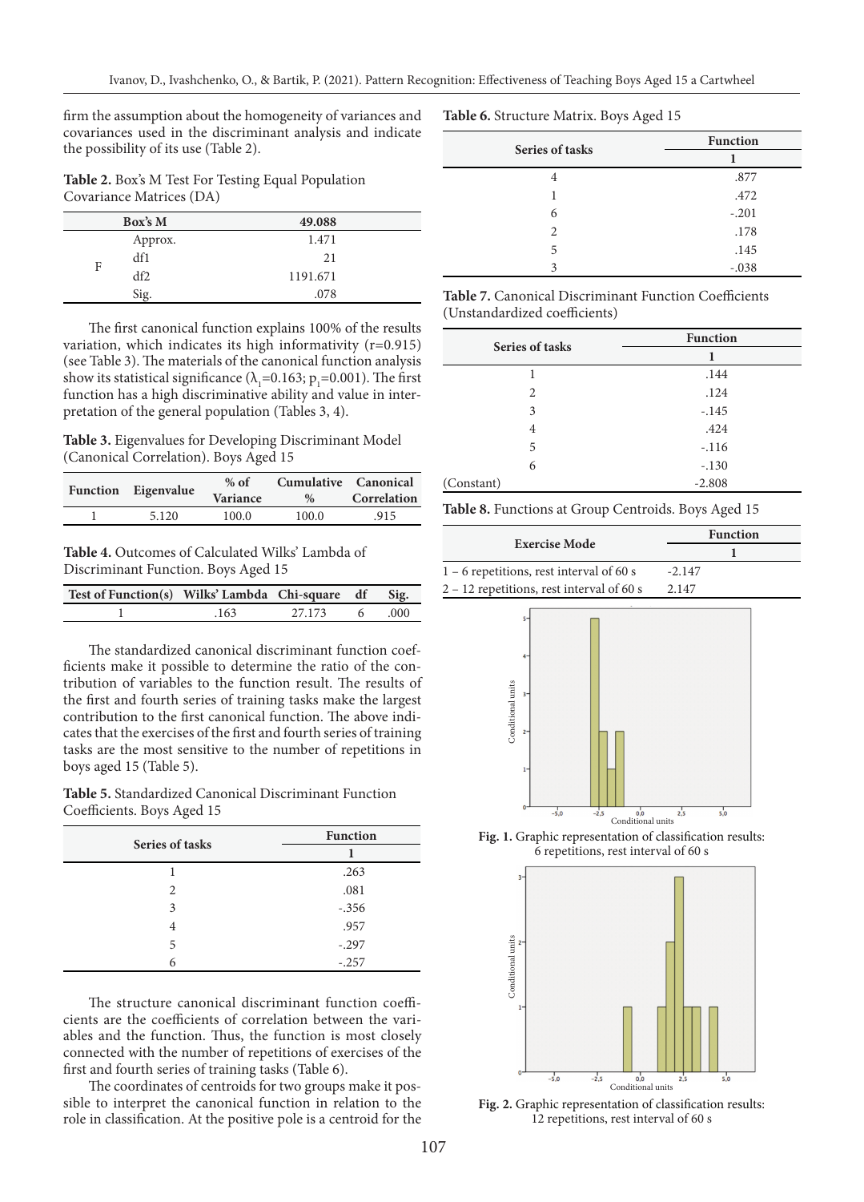firm the assumption about the homogeneity of variances and covariances used in the discriminant analysis and indicate the possibility of its use (Table 2).

**Table 2.** Box's M Test For Testing Equal Population Covariance Matrices (DA)

| Box's M | | 49.088 |
|---|---|---|
| F | Approx. | 1.471 |
| | df1 | 21 |
| | df2 | 1191.671 |
| | Sig. | .078 |

The first canonical function explains 100% of the results variation, which indicates its high informativity (r=0.915) (see Table 3). The materials of the canonical function analysis show its statistical significance ($\lambda_1$=0.163; $p_1$=0.001). The first function has a high discriminative ability and value in interpretation of the general population (Tables 3, 4).

**Table 3.** Eigenvalues for Developing Discriminant Model (Canonical Correlation). Boys Aged 15

| Function | Eigenvalue | % of Variance | Cumulative % | Canonical Correlation |
|---|---|---|---|---|
| 1 | 5.120 | 100.0 | 100.0 | .915 |

**Table 4.** Outcomes of Calculated Wilks' Lambda of Discriminant Function. Boys Aged 15

| Test of Function(s) | Wilks' Lambda | Chi-square | df | Sig. |
|---|---|---|---|---|
| 1 | .163 | 27.173 | 6 | .000 |

The standardized canonical discriminant function coefficients make it possible to determine the ratio of the contribution of variables to the function result. The results of the first and fourth series of training tasks make the largest contribution to the first canonical function. The above indicates that the exercises of the first and fourth series of training tasks are the most sensitive to the number of repetitions in boys aged 15 (Table 5).

**Table 5.** Standardized Canonical Discriminant Function Coefficients. Boys Aged 15

| Series of tasks | Function |
|---|---|
| | 1 |
| 1 | .263 |
| 2 | .081 |
| 3 | -.356 |
| 4 | .957 |
| 5 | -.297 |
| 6 | -.257 |

The structure canonical discriminant function coefficients are the coefficients of correlation between the variables and the function. Thus, the function is most closely connected with the number of repetitions of exercises of the first and fourth series of training tasks (Table 6).

The coordinates of centroids for two groups make it possible to interpret the canonical function in relation to the role in classification. At the positive pole is a centroid for the

**Table 6.** Structure Matrix. Boys Aged 15

| Series of tasks | Function |
|---|---|
| | 1 |
| 4 | .877 |
| 1 | .472 |
| 6 | -.201 |
| 2 | .178 |
| 5 | .145 |
| 3 | -.038 |

**Table 7.** Canonical Discriminant Function Coefficients (Unstandardized coefficients)

| Series of tasks | Function |
|---|---|
| | 1 |
| 1 | .144 |
| 2 | .124 |
| 3 | -.145 |
| 4 | .424 |
| 5 | -.116 |
| 6 | -.130 |
| (Constant) | -2.808 |

**Table 8.** Functions at Group Centroids. Boys Aged 15

| Exercise Mode | Function |
|---|---|
| | 1 |
| 1 – 6 repetitions, rest interval of 60 s | -2.147 |
| 2 – 12 repetitions, rest interval of 60 s | 2.147 |

**Fig. 1.** Graphic representation of classification results: 6 repetitions, rest interval of 60 s

**Fig. 2.** Graphic representation of classification results: 12 repetitions, rest interval of 60 s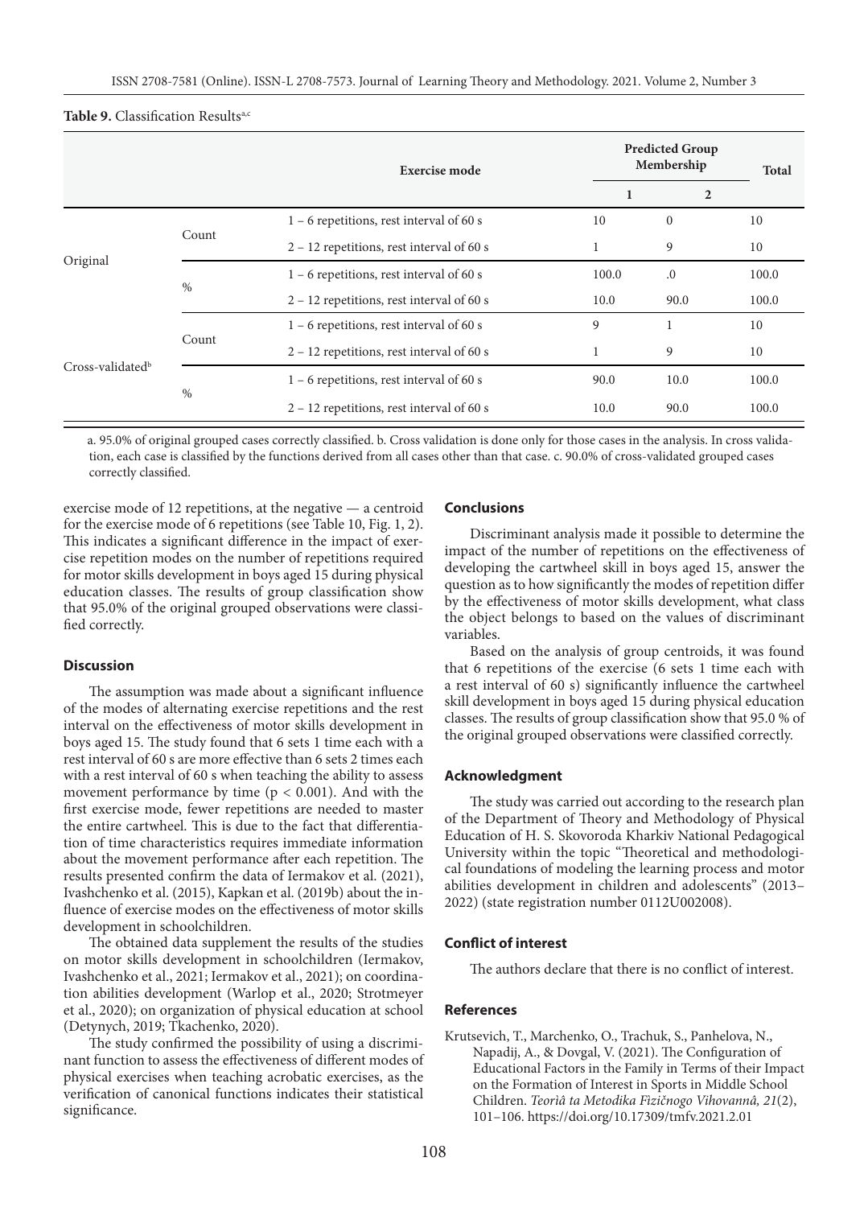**Table 9.** Classification Results[a,c]

| | | Exercise mode | Predicted Group Membership | | Total |
|---|---|---|---|---|---|
| | | | 1 | 2 | |
| Original | Count | 1 – 6 repetitions, rest interval of 60 s | 10 | 0 | 10 |
| | | 2 – 12 repetitions, rest interval of 60 s | 1 | 9 | 10 |
| | % | 1 – 6 repetitions, rest interval of 60 s | 100.0 | .0 | 100.0 |
| | | 2 – 12 repetitions, rest interval of 60 s | 10.0 | 90.0 | 100.0 |
| Cross-validated[b] | Count | 1 – 6 repetitions, rest interval of 60 s | 9 | 1 | 10 |
| | | 2 – 12 repetitions, rest interval of 60 s | 1 | 9 | 10 |
| | % | 1 – 6 repetitions, rest interval of 60 s | 90.0 | 10.0 | 100.0 |
| | | 2 – 12 repetitions, rest interval of 60 s | 10.0 | 90.0 | 100.0 |

a. 95.0% of original grouped cases correctly classified. b. Cross validation is done only for those cases in the analysis. In cross validation, each case is classified by the functions derived from all cases other than that case. c. 90.0% of cross-validated grouped cases correctly classified.

exercise mode of 12 repetitions, at the negative — a centroid for the exercise mode of 6 repetitions (see Table 10, Fig. 1, 2). This indicates a significant difference in the impact of exercise repetition modes on the number of repetitions required for motor skills development in boys aged 15 during physical education classes. The results of group classification show that 95.0% of the original grouped observations were classified correctly.

## Discussion

The assumption was made about a significant influence of the modes of alternating exercise repetitions and the rest interval on the effectiveness of motor skills development in boys aged 15. The study found that 6 sets 1 time each with a rest interval of 60 s are more effective than 6 sets 2 times each with a rest interval of 60 s when teaching the ability to assess movement performance by time ($p < 0.001$). And with the first exercise mode, fewer repetitions are needed to master the entire cartwheel. This is due to the fact that differentiation of time characteristics requires immediate information about the movement performance after each repetition. The results presented confirm the data of Iermakov et al. (2021), Ivashchenko et al. (2015), Kapkan et al. (2019b) about the influence of exercise modes on the effectiveness of motor skills development in schoolchildren.

The obtained data supplement the results of the studies on motor skills development in schoolchildren (Iermakov, Ivashchenko et al., 2021; Iermakov et al., 2021); on coordination abilities development (Warlop et al., 2020; Strotmeyer et al., 2020); on organization of physical education at school (Detynych, 2019; Tkachenko, 2020).

The study confirmed the possibility of using a discriminant function to assess the effectiveness of different modes of physical exercises when teaching acrobatic exercises, as the verification of canonical functions indicates their statistical significance.

## Conclusions

Discriminant analysis made it possible to determine the impact of the number of repetitions on the effectiveness of developing the cartwheel skill in boys aged 15, answer the question as to how significantly the modes of repetition differ by the effectiveness of motor skills development, what class the object belongs to based on the values of discriminant variables.

Based on the analysis of group centroids, it was found that 6 repetitions of the exercise (6 sets 1 time each with a rest interval of 60 s) significantly influence the cartwheel skill development in boys aged 15 during physical education classes. The results of group classification show that 95.0 % of the original grouped observations were classified correctly.

## Acknowledgment

The study was carried out according to the research plan of the Department of Theory and Methodology of Physical Education of H. S. Skovoroda Kharkiv National Pedagogical University within the topic "Theoretical and methodological foundations of modeling the learning process and motor abilities development in children and adolescents" (2013–2022) (state registration number 0112U002008).

## Conflict of interest

The authors declare that there is no conflict of interest.

## References

Krutsevich, T., Marchenko, O., Trachuk, S., Panhelova, N., Napadij, A., & Dovgal, V. (2021). The Configuration of Educational Factors in the Family in Terms of their Impact on the Formation of Interest in Sports in Middle School Children. *Teorìâ ta Metodika Fìzičnogo Vihovannâ, 21*(2), 101–106. https://doi.org/10.17309/tmfv.2021.2.01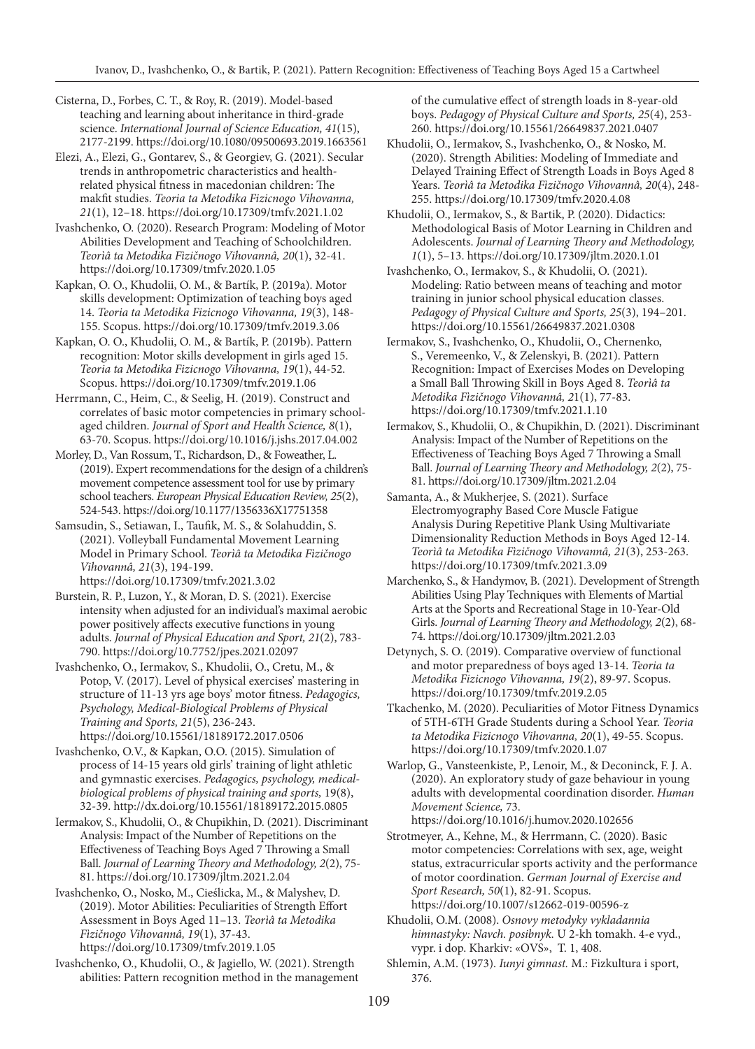Cisterna, D., Forbes, C. T., & Roy, R. (2019). Model-based teaching and learning about inheritance in third-grade science. *International Journal of Science Education, 41*(15), 2177-2199. https://doi.org/10.1080/09500693.2019.1663561

Elezi, A., Elezi, G., Gontarev, S., & Georgiev, G. (2021). Secular trends in anthropometric characteristics and health-related physical fitness in macedonian children: The makfit studies. *Teoria ta Metodika Fizicnogo Vihovanna, 21*(1), 12–18. https://doi.org/10.17309/tmfv.2021.1.02

Ivashchenko, O. (2020). Research Program: Modeling of Motor Abilities Development and Teaching of Schoolchildren. *Teorìâ ta Metodika Fìzičnogo Vihovannâ, 20*(1), 32-41. https://doi.org/10.17309/tmfv.2020.1.05

Kapkan, O. O., Khudolii, O. M., & Bartík, P. (2019a). Motor skills development: Optimization of teaching boys aged 14. *Teoria ta Metodika Fizicnogo Vihovanna, 19*(3), 148-155. Scopus. https://doi.org/10.17309/tmfv.2019.3.06

Kapkan, O. O., Khudolii, O. M., & Bartík, P. (2019b). Pattern recognition: Motor skills development in girls aged 15. *Teoria ta Metodika Fizicnogo Vihovanna, 19*(1), 44-52. Scopus. https://doi.org/10.17309/tmfv.2019.1.06

Herrmann, C., Heim, C., & Seelig, H. (2019). Construct and correlates of basic motor competencies in primary school-aged children. *Journal of Sport and Health Science, 8*(1), 63-70. Scopus. https://doi.org/10.1016/j.jshs.2017.04.002

Morley, D., Van Rossum, T., Richardson, D., & Foweather, L. (2019). Expert recommendations for the design of a children's movement competence assessment tool for use by primary school teachers. *European Physical Education Review, 25*(2), 524-543. https://doi.org/10.1177/1356336X17751358

Samsudin, S., Setiawan, I., Taufik, M. S., & Solahuddin, S. (2021). Volleyball Fundamental Movement Learning Model in Primary School. *Teorìâ ta Metodika Fìzičnogo Vihovannâ, 21*(3), 194-199. https://doi.org/10.17309/tmfv.2021.3.02

Burstein, R. P., Luzon, Y., & Moran, D. S. (2021). Exercise intensity when adjusted for an individual's maximal aerobic power positively affects executive functions in young adults. *Journal of Physical Education and Sport, 21*(2), 783-790. https://doi.org/10.7752/jpes.2021.02097

Ivashchenko, O., Iermakov, S., Khudolii, O., Cretu, M., & Potop, V. (2017). Level of physical exercises' mastering in structure of 11-13 yrs age boys' motor fitness. *Pedagogics, Psychology, Medical-Biological Problems of Physical Training and Sports, 21*(5), 236-243. https://doi.org/10.15561/18189172.2017.0506

Ivashchenko, O.V., & Kapkan, O.O. (2015). Simulation of process of 14-15 years old girls' training of light athletic and gymnastic exercises. *Pedagogics, psychology, medical-biological problems of physical training and sports,* 19(8), 32-39. http://dx.doi.org/10.15561/18189172.2015.0805

Iermakov, S., Khudolii, O., & Chupikhin, D. (2021). Discriminant Analysis: Impact of the Number of Repetitions on the Effectiveness of Teaching Boys Aged 7 Throwing a Small Ball. *Journal of Learning Theory and Methodology, 2*(2), 75-81. https://doi.org/10.17309/jltm.2021.2.04

Ivashchenko, O., Nosko, M., Cieślicka, M., & Malyshev, D. (2019). Motor Abilities: Peculiarities of Strength Effort Assessment in Boys Aged 11–13. *Teorìâ ta Metodika Fìzičnogo Vihovannâ, 19*(1), 37-43. https://doi.org/10.17309/tmfv.2019.1.05

Ivashchenko, O., Khudolii, O., & Jagiello, W. (2021). Strength abilities: Pattern recognition method in the management of the cumulative effect of strength loads in 8-year-old boys. *Pedagogy of Physical Culture and Sports, 25*(4), 253-260. https://doi.org/10.15561/26649837.2021.0407

Khudolii, O., Iermakov, S., Ivashchenko, O., & Nosko, M. (2020). Strength Abilities: Modeling of Immediate and Delayed Training Effect of Strength Loads in Boys Aged 8 Years. *Teorìâ ta Metodika Fìzičnogo Vihovannâ, 20*(4), 248-255. https://doi.org/10.17309/tmfv.2020.4.08

Khudolii, O., Iermakov, S., & Bartik, P. (2020). Didactics: Methodological Basis of Motor Learning in Children and Adolescents. *Journal of Learning Theory and Methodology, 1*(1), 5–13. https://doi.org/10.17309/jltm.2020.1.01

Ivashchenko, O., Iermakov, S., & Khudolii, O. (2021). Modeling: Ratio between means of teaching and motor training in junior school physical education classes. *Pedagogy of Physical Culture and Sports, 25*(3), 194–201. https://doi.org/10.15561/26649837.2021.0308

Iermakov, S., Ivashchenko, O., Khudolii, O., Chernenko, S., Veremeenko, V., & Zelenskyi, B. (2021). Pattern Recognition: Impact of Exercises Modes on Developing a Small Ball Throwing Skill in Boys Aged 8. *Teorìâ ta Metodika Fìzičnogo Vihovannâ, 21*(1), 77-83. https://doi.org/10.17309/tmfv.2021.1.10

Iermakov, S., Khudolii, O., & Chupikhin, D. (2021). Discriminant Analysis: Impact of the Number of Repetitions on the Effectiveness of Teaching Boys Aged 7 Throwing a Small Ball. *Journal of Learning Theory and Methodology, 2*(2), 75-81. https://doi.org/10.17309/jltm.2021.2.04

Samanta, A., & Mukherjee, S. (2021). Surface Electromyography Based Core Muscle Fatigue Analysis During Repetitive Plank Using Multivariate Dimensionality Reduction Methods in Boys Aged 12-14. *Teorìâ ta Metodika Fìzičnogo Vihovannâ, 21*(3), 253-263. https://doi.org/10.17309/tmfv.2021.3.09

Marchenko, S., & Handymov, B. (2021). Development of Strength Abilities Using Play Techniques with Elements of Martial Arts at the Sports and Recreational Stage in 10-Year-Old Girls. *Journal of Learning Theory and Methodology, 2*(2), 68-74. https://doi.org/10.17309/jltm.2021.2.03

Detynych, S. O. (2019). Comparative overview of functional and motor preparedness of boys aged 13-14. *Teoria ta Metodika Fizicnogo Vihovanna, 19*(2), 89-97. Scopus. https://doi.org/10.17309/tmfv.2019.2.05

Tkachenko, M. (2020). Peculiarities of Motor Fitness Dynamics of 5TH-6TH Grade Students during a School Year. *Teoria ta Metodika Fizicnogo Vihovanna, 20*(1), 49-55. Scopus. https://doi.org/10.17309/tmfv.2020.1.07

Warlop, G., Vansteenkiste, P., Lenoir, M., & Deconinck, F. J. A. (2020). An exploratory study of gaze behaviour in young adults with developmental coordination disorder. *Human Movement Science,* 73. https://doi.org/10.1016/j.humov.2020.102656

Strotmeyer, A., Kehne, M., & Herrmann, C. (2020). Basic motor competencies: Correlations with sex, age, weight status, extracurricular sports activity and the performance of motor coordination. *German Journal of Exercise and Sport Research, 50*(1), 82-91. Scopus. https://doi.org/10.1007/s12662-019-00596-z

Khudolii, O.M. (2008). *Osnovy metodyky vykladannia himnastyky: Navch. posibnyk.* U 2-kh tomakh. 4-e vyd., vypr. i dop. Kharkiv: «OVS», T. 1, 408.

Shlemin, A.M. (1973). *Iunyi gimnast.* M.: Fizkultura i sport, 376.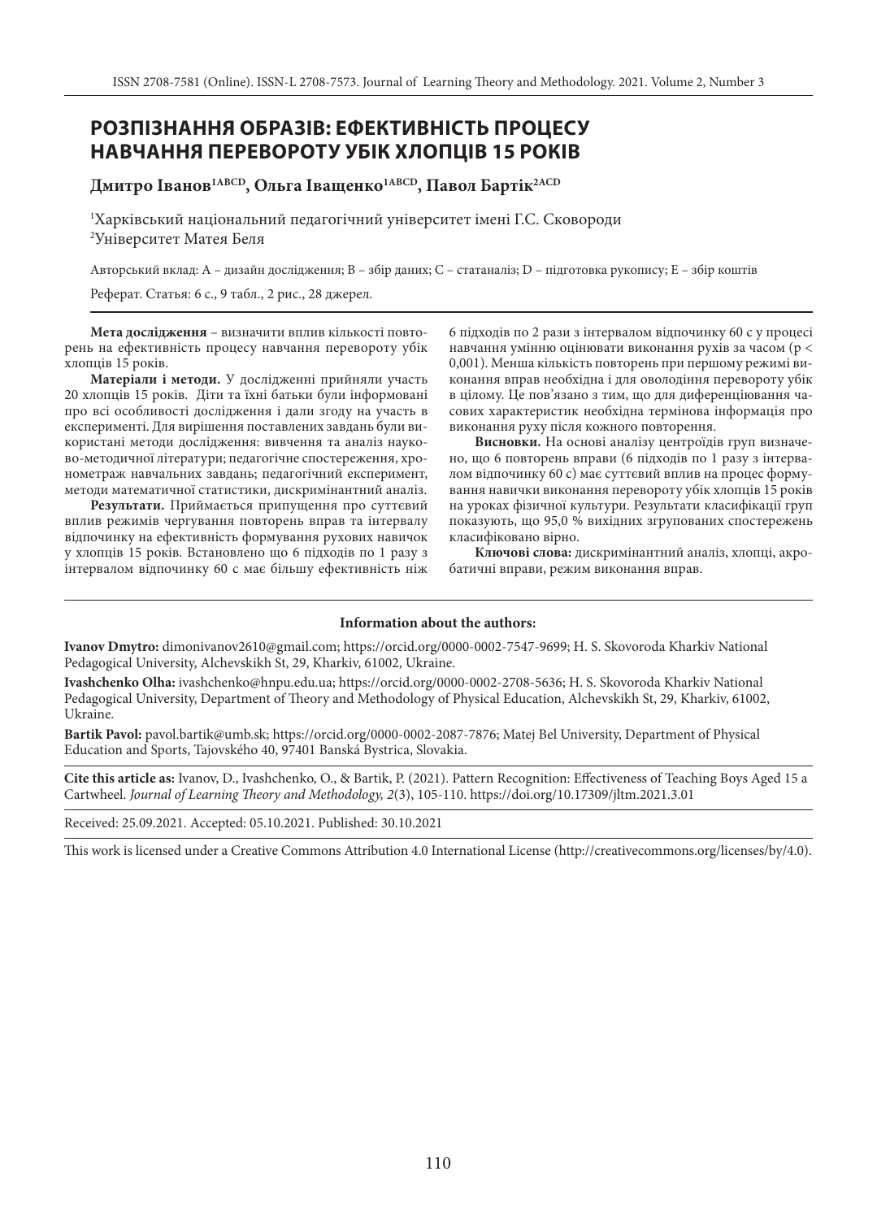# РОЗПІЗНАННЯ ОБРАЗІВ: ЕФЕКТИВНІСТЬ ПРОЦЕСУ НАВЧАННЯ ПЕРЕВОРОТУ УБІК ХЛОПЦІВ 15 РОКІВ

**Дмитро Іванов[1ABCD], Ольга Іващенко[1ABCD], Павол Бартік[2ACD]**

[1]Харківський національний педагогічний університет імені Г.С. Сковороди
[2]Університет Матея Беля

Авторський вклад: A – дизайн дослідження; B – збір даних; C – статаналіз; D – підготовка рукопису; E – збір коштів

Реферат. Статья: 6 с., 9 табл., 2 рис., 28 джерел.

**Мета дослідження** – визначити вплив кількості повторень на ефективність процесу навчання перевороту убік хлопців 15 років.

**Матеріали і методи.** У дослідженні прийняли участь 20 хлопців 15 років. Діти та їхні батьки були інформовані про всі особливості дослідження і дали згоду на участь в експерименті. Для вирішення поставлених завдань були використані методи дослідження: вивчення та аналіз науково-методичної літератури; педагогічне спостереження, хронометраж навчальних завдань; педагогічний експеримент, методи математичної статистики, дискримінантний аналіз.

**Результати.** Приймається припущення про суттєвий вплив режимів чергування повторень вправ та інтервалу відпочинку на ефективність формування рухових навичок у хлопців 15 років. Встановлено що 6 підходів по 1 разу з інтервалом відпочинку 60 с має більшу ефективність ніж 6 підходів по 2 рази з інтервалом відпочинку 60 с у процесі навчання умінню оцінювати виконання рухів за часом ($p < 0,001$). Менша кількість повторень при першому режимі виконання вправ необхідна і для оволодіння перевороту убік в цілому. Це пов'язано з тим, що для диференціювання часових характеристик необхідна термінова інформація про виконання руху після кожного повторення.

**Висновки.** На основі аналізу центроїдів груп визначено, що 6 повторень вправи (6 підходів по 1 разу з інтервалом відпочинку 60 с) має суттєвий вплив на процес формування навички виконання перевороту убік хлопців 15 років на уроках фізичної культури. Результати класифікації груп показують, що 95,0 % вихідних згрупованих спостережень класифіковано вірно.

**Ключові слова:** дискримінантний аналіз, хлопці, акробатичні вправи, режим виконання вправ.

---

**Information about the authors:**

**Ivanov Dmytro:** dimonivanov2610@gmail.com; https://orcid.org/0000-0002-7547-9699; H. S. Skovoroda Kharkiv National Pedagogical University, Alchevskikh St, 29, Kharkiv, 61002, Ukraine.

**Ivashchenko Olha:** ivashchenko@hnpu.edu.ua; https://orcid.org/0000-0002-2708-5636; H. S. Skovoroda Kharkiv National Pedagogical University, Department of Theory and Methodology of Physical Education, Alchevskikh St, 29, Kharkiv, 61002, Ukraine.

**Bartik Pavol:** pavol.bartik@umb.sk; https://orcid.org/0000-0002-2087-7876; Matej Bel University, Department of Physical Education and Sports, Tajovského 40, 97401 Banská Bystrica, Slovakia.

**Cite this article as:** Ivanov, D., Ivashchenko, O., & Bartik, P. (2021). Pattern Recognition: Effectiveness of Teaching Boys Aged 15 a Cartwheel. *Journal of Learning Theory and Methodology, 2*(3), 105-110. https://doi.org/10.17309/jltm.2021.3.01

Received: 25.09.2021. Accepted: 05.10.2021. Published: 30.10.2021

This work is licensed under a Creative Commons Attribution 4.0 International License (http://creativecommons.org/licenses/by/4.0).